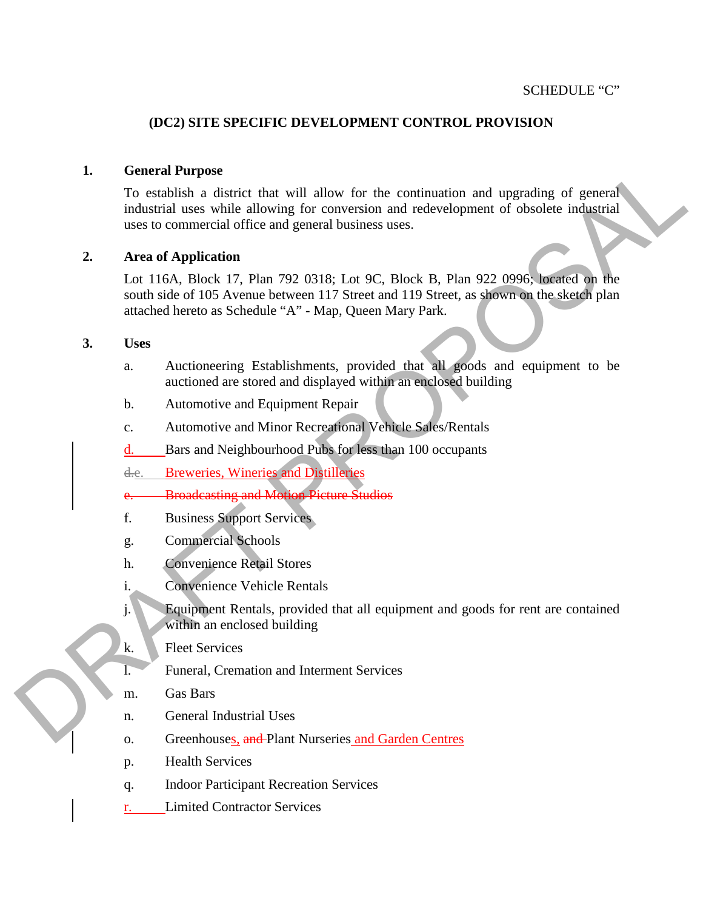SCHEDULE "C"

**(DC2) SITE SPECIFIC DEVELOPMENT CONTROL PROVISION**

**1. General Purpose**

To establish a district that will allow for the continuation and upgrading of general industrial uses while allowing for conversion and redevelopment of obsolete industrial uses to commercial office and general business uses.

**2. Area of Application**

Lot 116A, Block 17, Plan 792 0318; Lot 9C, Block B, Plan 922 0996; located on the south side of 105 Avenue between 117 Street and 119 Street, as shown on the sketch plan attached hereto as Schedule "A" - Map, Queen Mary Park.

**3. Uses**

a. Auctioneering Establishments, provided that all goods and equipment to be auctioned are stored and displayed within an enclosed building

b. Automotive and Equipment Repair

c. Automotive and Minor Recreational Vehicle Sales/Rentals

d. Bars and Neighbourhood Pubs for less than 100 occupants

~~d.~~e. Breweries, Wineries and Distilleries

~~e. Broadcasting and Motion Picture Studios~~

f. Business Support Services

g. Commercial Schools

h. Convenience Retail Stores

i. Convenience Vehicle Rentals

j. Equipment Rentals, provided that all equipment and goods for rent are contained within an enclosed building

k. Fleet Services

l. Funeral, Cremation and Interment Services

m. Gas Bars

n. General Industrial Uses

o. Greenhouses, ~~and~~ Plant Nurseries and Garden Centres

p. Health Services

q. Indoor Participant Recreation Services

r. Limited Contractor Services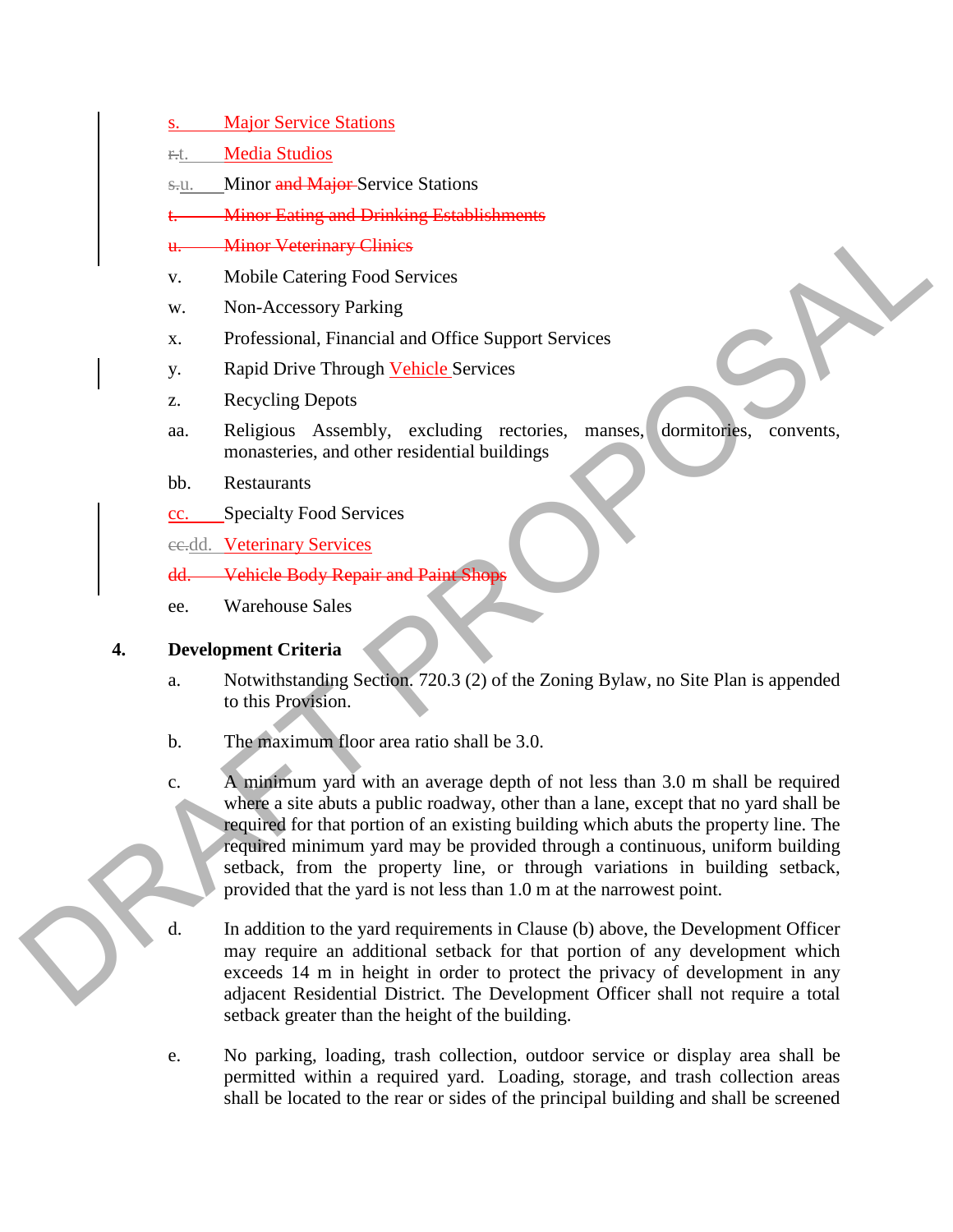s. Major Service Stations

~~r.~~t. Media Studios

~~s.~~u. Minor ~~and Major~~ Service Stations

~~t. Minor Eating and Drinking Establishments~~

~~u. Minor Veterinary Clinics~~

v. Mobile Catering Food Services

w. Non-Accessory Parking

x. Professional, Financial and Office Support Services

y. Rapid Drive Through Vehicle Services

z. Recycling Depots

aa. Religious Assembly, excluding rectories, manses, dormitories, convents, monasteries, and other residential buildings

bb. Restaurants

cc. Specialty Food Services

~~cc.~~dd. Veterinary Services

~~dd. Vehicle Body Repair and Paint Shops~~

ee. Warehouse Sales

**4. Development Criteria**

a. Notwithstanding Section. 720.3 (2) of the Zoning Bylaw, no Site Plan is appended to this Provision.

b. The maximum floor area ratio shall be 3.0.

c. A minimum yard with an average depth of not less than 3.0 m shall be required where a site abuts a public roadway, other than a lane, except that no yard shall be required for that portion of an existing building which abuts the property line. The required minimum yard may be provided through a continuous, uniform building setback, from the property line, or through variations in building setback, provided that the yard is not less than 1.0 m at the narrowest point.

d. In addition to the yard requirements in Clause (b) above, the Development Officer may require an additional setback for that portion of any development which exceeds 14 m in height in order to protect the privacy of development in any adjacent Residential District. The Development Officer shall not require a total setback greater than the height of the building.

e. No parking, loading, trash collection, outdoor service or display area shall be permitted within a required yard. Loading, storage, and trash collection areas shall be located to the rear or sides of the principal building and shall be screened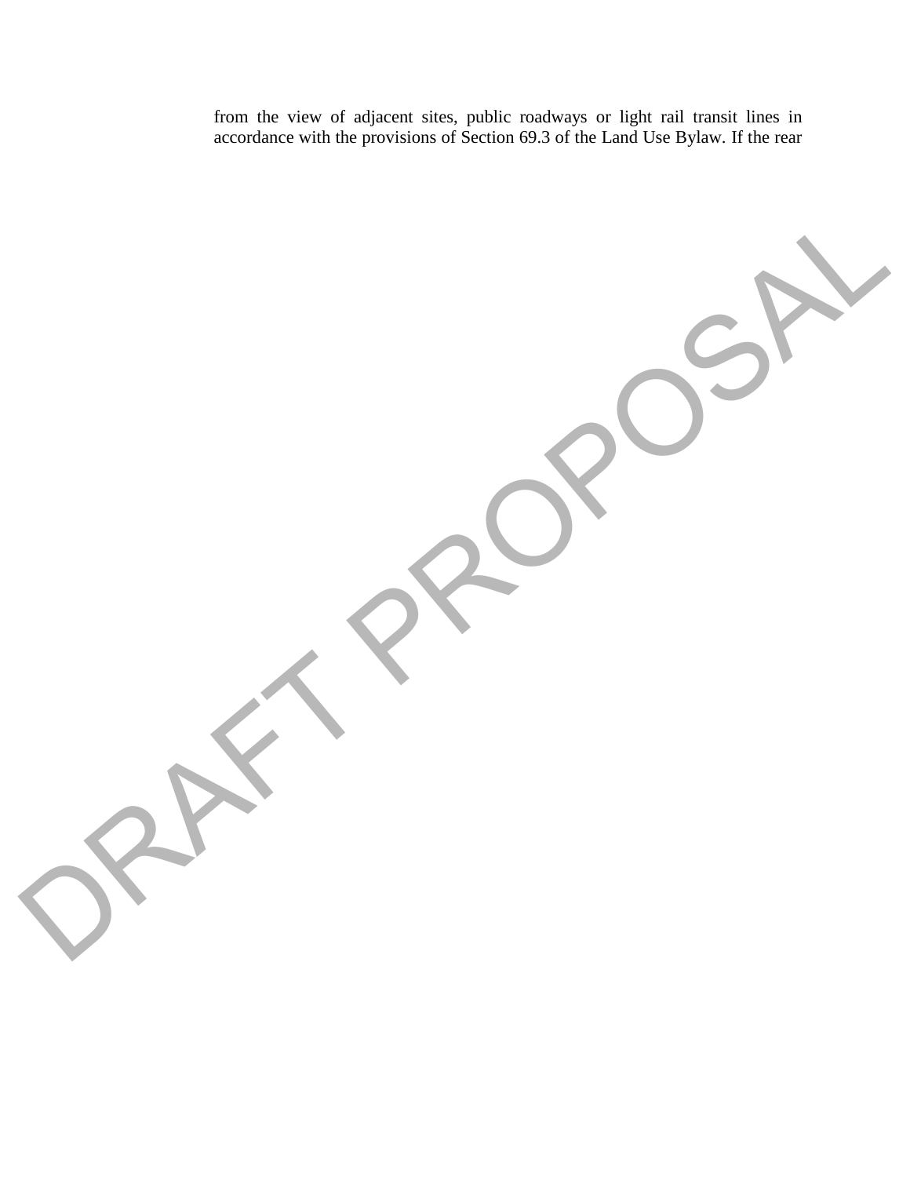from the view of adjacent sites, public roadways or light rail transit lines in accordance with the provisions of Section 69.3 of the Land Use Bylaw. If the rear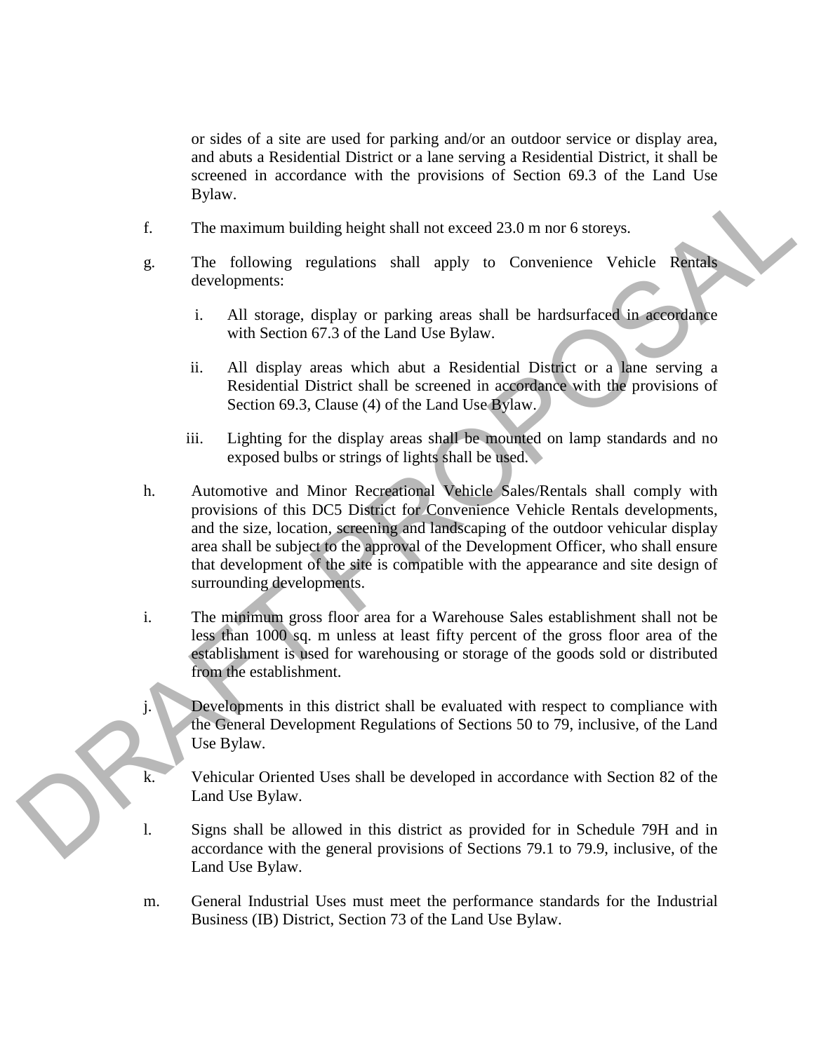or sides of a site are used for parking and/or an outdoor service or display area, and abuts a Residential District or a lane serving a Residential District, it shall be screened in accordance with the provisions of Section 69.3 of the Land Use Bylaw.

f. The maximum building height shall not exceed 23.0 m nor 6 storeys.

g. The following regulations shall apply to Convenience Vehicle Rentals developments:

   i. All storage, display or parking areas shall be hardsurfaced in accordance with Section 67.3 of the Land Use Bylaw.

   ii. All display areas which abut a Residential District or a lane serving a Residential District shall be screened in accordance with the provisions of Section 69.3, Clause (4) of the Land Use Bylaw.

   iii. Lighting for the display areas shall be mounted on lamp standards and no exposed bulbs or strings of lights shall be used.

h. Automotive and Minor Recreational Vehicle Sales/Rentals shall comply with provisions of this DC5 District for Convenience Vehicle Rentals developments, and the size, location, screening and landscaping of the outdoor vehicular display area shall be subject to the approval of the Development Officer, who shall ensure that development of the site is compatible with the appearance and site design of surrounding developments.

i. The minimum gross floor area for a Warehouse Sales establishment shall not be less than 1000 sq. m unless at least fifty percent of the gross floor area of the establishment is used for warehousing or storage of the goods sold or distributed from the establishment.

j. Developments in this district shall be evaluated with respect to compliance with the General Development Regulations of Sections 50 to 79, inclusive, of the Land Use Bylaw.

k. Vehicular Oriented Uses shall be developed in accordance with Section 82 of the Land Use Bylaw.

l. Signs shall be allowed in this district as provided for in Schedule 79H and in accordance with the general provisions of Sections 79.1 to 79.9, inclusive, of the Land Use Bylaw.

m. General Industrial Uses must meet the performance standards for the Industrial Business (IB) District, Section 73 of the Land Use Bylaw.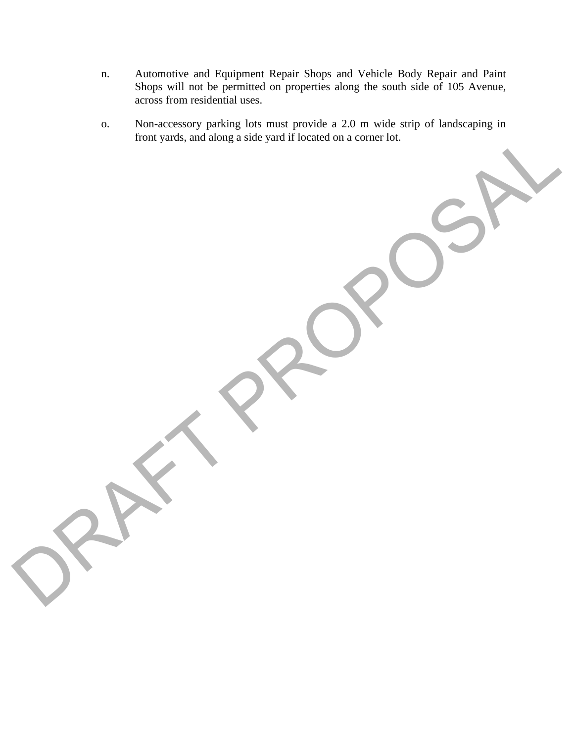n. Automotive and Equipment Repair Shops and Vehicle Body Repair and Paint Shops will not be permitted on properties along the south side of 105 Avenue, across from residential uses.

o. Non-accessory parking lots must provide a 2.0 m wide strip of landscaping in front yards, and along a side yard if located on a corner lot.

DRAFT PROPOSAL